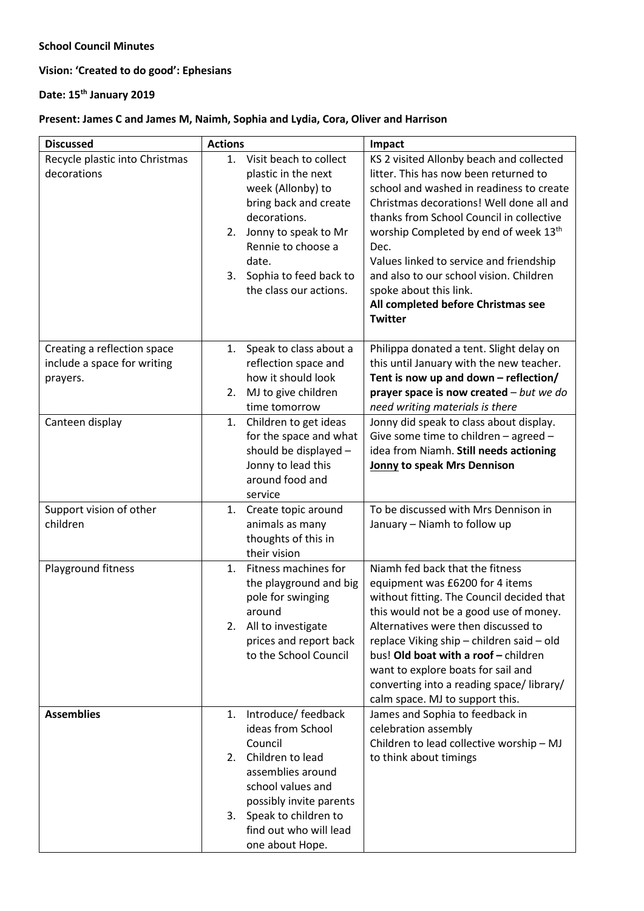**School Council Minutes**

**Vision: 'Created to do good': Ephesians**

**Date: 15th January 2019**

**Present: James C and James M, Naimh, Sophia and Lydia, Cora, Oliver and Harrison**

| Discussed | Actions | Impact |
|---|---|---|
| Recycle plastic into Christmas decorations | 1. Visit beach to collect plastic in the next week (Allonby) to bring back and create decorations.<br>2. Jonny to speak to Mr Rennie to choose a date.<br>3. Sophia to feed back to the class our actions. | KS 2 visited Allonby beach and collected litter. This has now been returned to school and washed in readiness to create Christmas decorations! Well done all and thanks from School Council in collective worship Completed by end of week 13th Dec.<br>Values linked to service and friendship and also to our school vision. Children spoke about this link.<br>**All completed before Christmas see Twitter** |
| Creating a reflection space include a space for writing prayers. | 1. Speak to class about a reflection space and how it should look<br>2. MJ to give children time tomorrow | Philippa donated a tent. Slight delay on this until January with the new teacher. **Tent is now up and down – reflection/ prayer space is now created** – *but we do need writing materials is there* |
| Canteen display | 1. Children to get ideas for the space and what should be displayed – Jonny to lead this around food and service | Jonny did speak to class about display. Give some time to children – agreed – idea from Niamh. **Still needs actioning <u>Jonny</u> to speak Mrs Dennison** |
| Support vision of other children | 1. Create topic around animals as many thoughts of this in their vision | To be discussed with Mrs Dennison in January – Niamh to follow up |
| Playground fitness | 1. Fitness machines for the playground and big pole for swinging around<br>2. All to investigate prices and report back to the School Council | Niamh fed back that the fitness equipment was £6200 for 4 items without fitting. The Council decided that this would not be a good use of money. Alternatives were then discussed to replace Viking ship – children said – old bus! **Old boat with a roof –** children want to explore boats for sail and converting into a reading space/ library/ calm space. MJ to support this. |
| **Assemblies** | 1. Introduce/ feedback ideas from School Council<br>2. Children to lead assemblies around school values and possibly invite parents<br>3. Speak to children to find out who will lead one about Hope. | James and Sophia to feedback in celebration assembly<br>Children to lead collective worship – MJ to think about timings |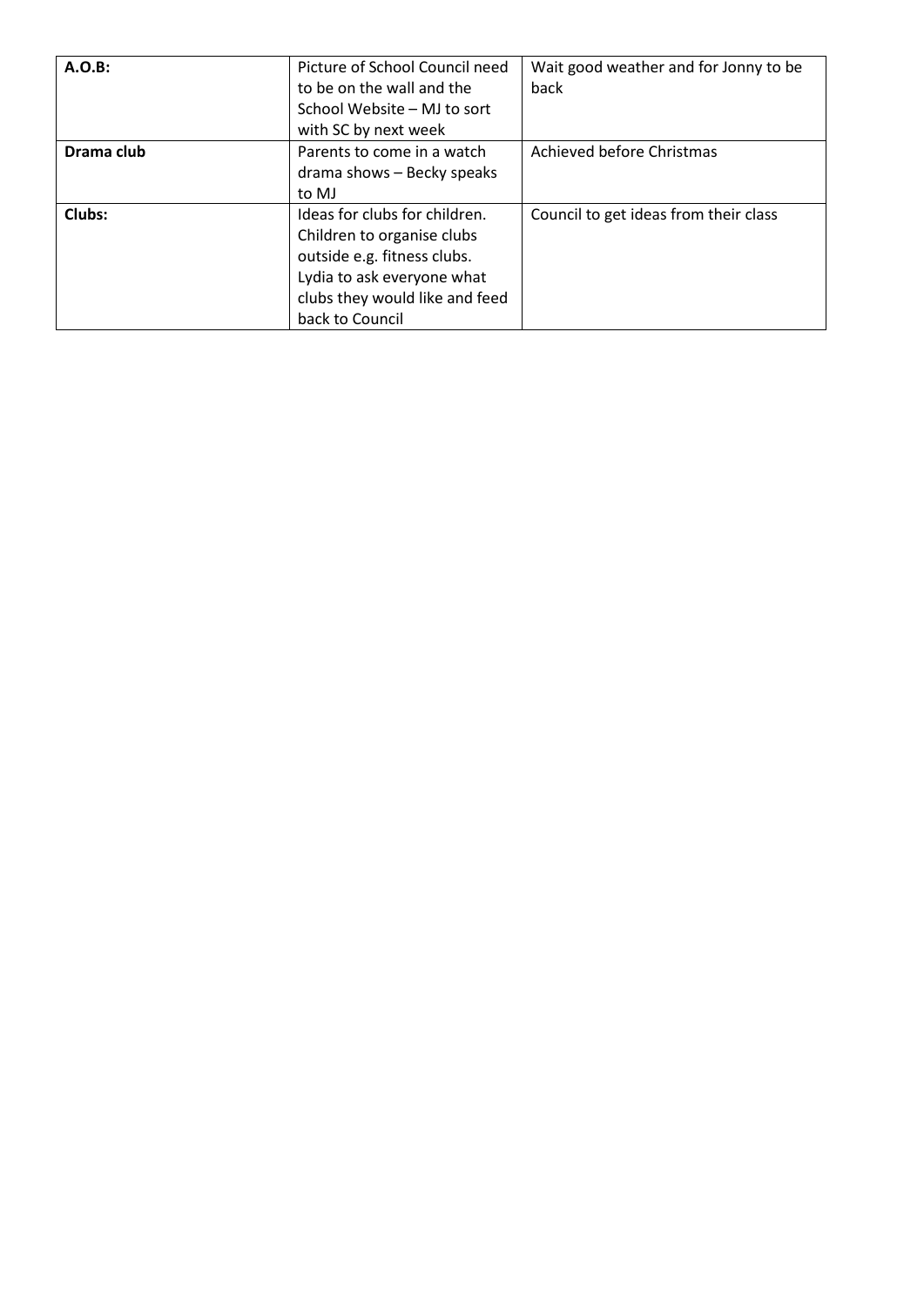| | | |
|---|---|---|
| **A.O.B:** | Picture of School Council need to be on the wall and the School Website – MJ to sort with SC by next week | Wait good weather and for Jonny to be back |
| **Drama club** | Parents to come in a watch drama shows – Becky speaks to MJ | Achieved before Christmas |
| **Clubs:** | Ideas for clubs for children. Children to organise clubs outside e.g. fitness clubs. Lydia to ask everyone what clubs they would like and feed back to Council | Council to get ideas from their class |